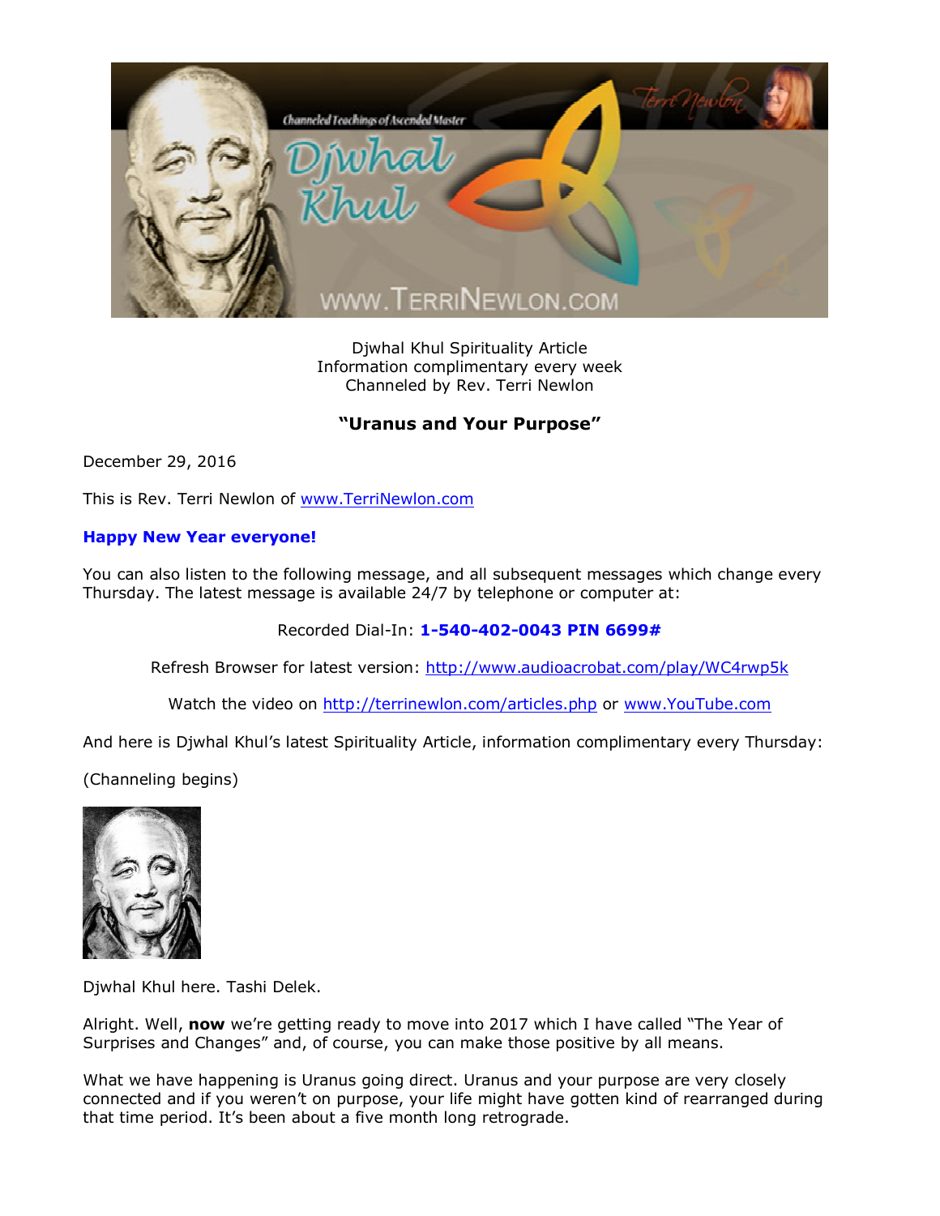Djwhal Khul Spirituality Article
Information complimentary every week
Channeled by Rev. Terri Newlon

## "Uranus and Your Purpose"

December 29, 2016

This is Rev. Terri Newlon of www.TerriNewlon.com

**Happy New Year everyone!**

You can also listen to the following message, and all subsequent messages which change every Thursday. The latest message is available 24/7 by telephone or computer at:

Recorded Dial-In: **1-540-402-0043 PIN 6699#**

Refresh Browser for latest version: http://www.audioacrobat.com/play/WC4rwp5k

Watch the video on http://terrinewlon.com/articles.php or www.YouTube.com

And here is Djwhal Khul's latest Spirituality Article, information complimentary every Thursday:

(Channeling begins)

Djwhal Khul here. Tashi Delek.

Alright. Well, **now** we're getting ready to move into 2017 which I have called "The Year of Surprises and Changes" and, of course, you can make those positive by all means.

What we have happening is Uranus going direct. Uranus and your purpose are very closely connected and if you weren't on purpose, your life might have gotten kind of rearranged during that time period. It's been about a five month long retrograde.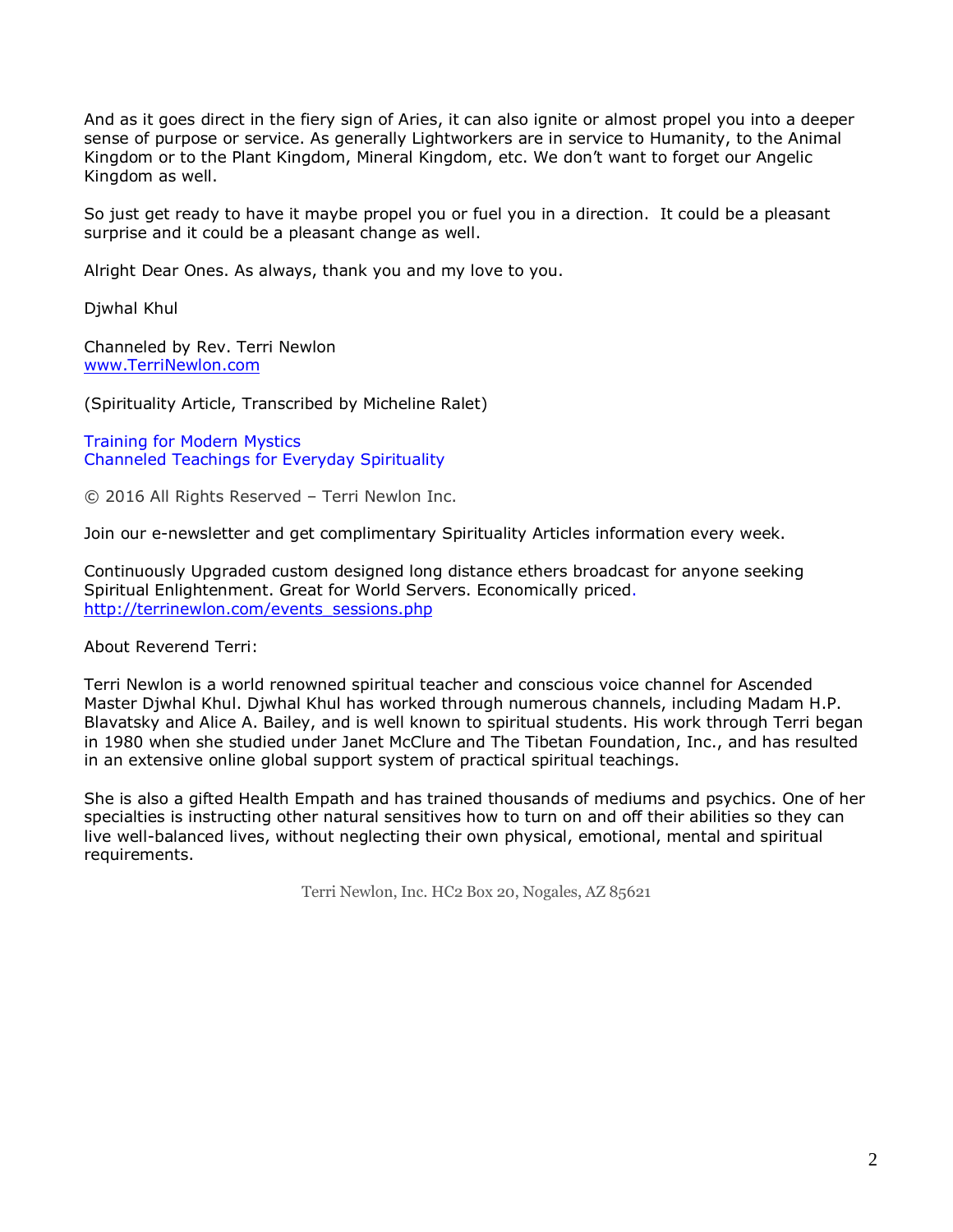And as it goes direct in the fiery sign of Aries, it can also ignite or almost propel you into a deeper sense of purpose or service. As generally Lightworkers are in service to Humanity, to the Animal Kingdom or to the Plant Kingdom, Mineral Kingdom, etc. We don't want to forget our Angelic Kingdom as well.

So just get ready to have it maybe propel you or fuel you in a direction. It could be a pleasant surprise and it could be a pleasant change as well.

Alright Dear Ones. As always, thank you and my love to you.

Djwhal Khul

Channeled by Rev. Terri Newlon
www.TerriNewlon.com

(Spirituality Article, Transcribed by Micheline Ralet)

Training for Modern Mystics
Channeled Teachings for Everyday Spirituality

© 2016 All Rights Reserved – Terri Newlon Inc.

Join our e-newsletter and get complimentary Spirituality Articles information every week.

Continuously Upgraded custom designed long distance ethers broadcast for anyone seeking Spiritual Enlightenment. Great for World Servers. Economically priced.
http://terrinewlon.com/events_sessions.php

About Reverend Terri:

Terri Newlon is a world renowned spiritual teacher and conscious voice channel for Ascended Master Djwhal Khul. Djwhal Khul has worked through numerous channels, including Madam H.P. Blavatsky and Alice A. Bailey, and is well known to spiritual students. His work through Terri began in 1980 when she studied under Janet McClure and The Tibetan Foundation, Inc., and has resulted in an extensive online global support system of practical spiritual teachings.

She is also a gifted Health Empath and has trained thousands of mediums and psychics. One of her specialties is instructing other natural sensitives how to turn on and off their abilities so they can live well-balanced lives, without neglecting their own physical, emotional, mental and spiritual requirements.

Terri Newlon, Inc. HC2 Box 20, Nogales, AZ 85621